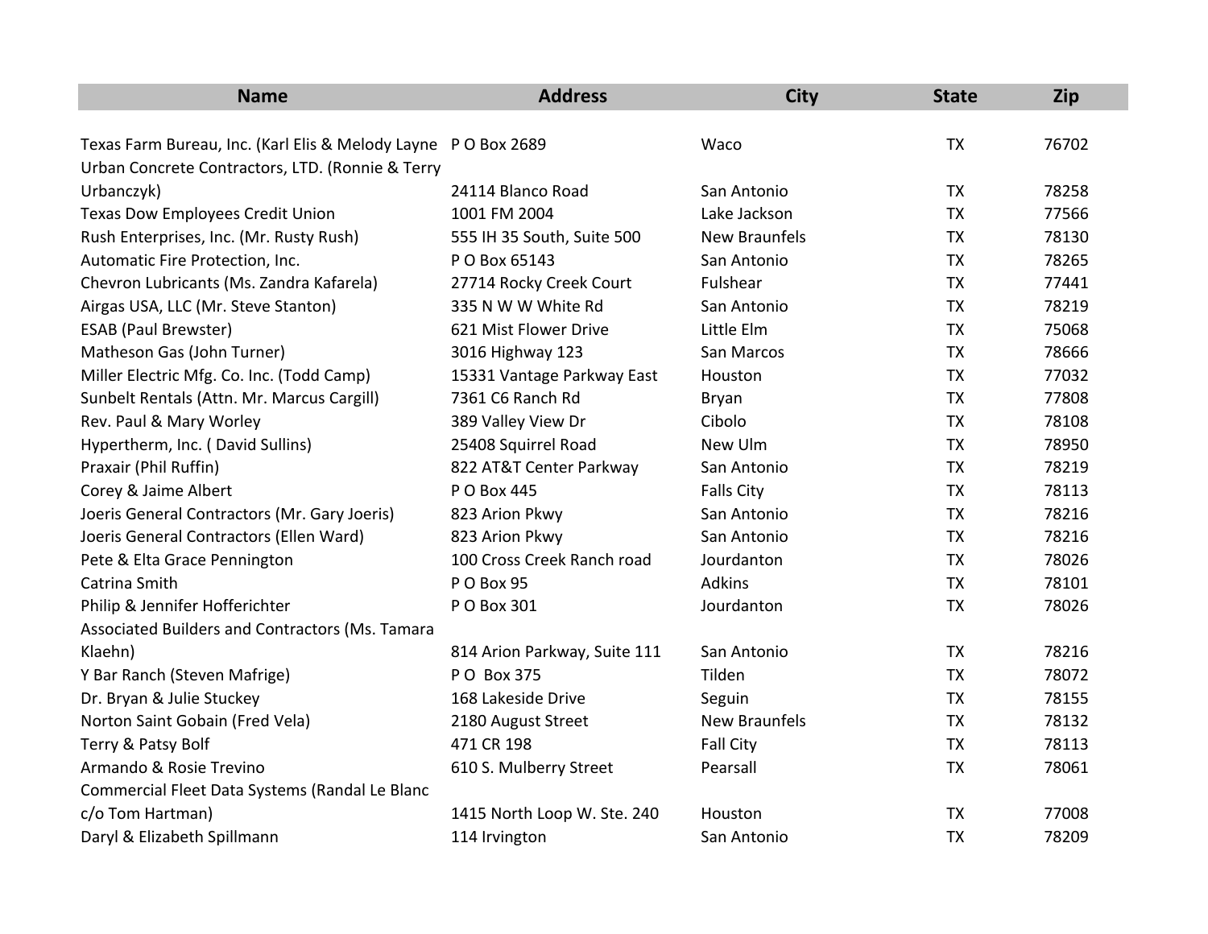| Name | Address | City | State | Zip |
|---|---|---|---|---|
| Texas Farm Bureau, Inc. (Karl Elis & Melody Layne | P O Box 2689 | Waco | TX | 76702 |
| Urban Concrete Contractors, LTD. (Ronnie & Terry Urbanczyk) | 24114 Blanco Road | San Antonio | TX | 78258 |
| Texas Dow Employees Credit Union | 1001 FM 2004 | Lake Jackson | TX | 77566 |
| Rush Enterprises, Inc. (Mr. Rusty Rush) | 555 IH 35 South, Suite 500 | New Braunfels | TX | 78130 |
| Automatic Fire Protection, Inc. | P O Box 65143 | San Antonio | TX | 78265 |
| Chevron Lubricants (Ms. Zandra Kafarela) | 27714 Rocky Creek Court | Fulshear | TX | 77441 |
| Airgas USA, LLC (Mr. Steve Stanton) | 335 N W W White Rd | San Antonio | TX | 78219 |
| ESAB (Paul Brewster) | 621 Mist Flower Drive | Little Elm | TX | 75068 |
| Matheson Gas (John Turner) | 3016 Highway 123 | San Marcos | TX | 78666 |
| Miller Electric Mfg. Co. Inc. (Todd Camp) | 15331 Vantage Parkway East | Houston | TX | 77032 |
| Sunbelt Rentals (Attn. Mr. Marcus Cargill) | 7361 C6 Ranch Rd | Bryan | TX | 77808 |
| Rev. Paul & Mary Worley | 389 Valley View Dr | Cibolo | TX | 78108 |
| Hypertherm, Inc. ( David Sullins) | 25408 Squirrel Road | New Ulm | TX | 78950 |
| Praxair (Phil Ruffin) | 822 AT&T Center Parkway | San Antonio | TX | 78219 |
| Corey & Jaime Albert | P O Box 445 | Falls City | TX | 78113 |
| Joeris General Contractors (Mr. Gary Joeris) | 823 Arion Pkwy | San Antonio | TX | 78216 |
| Joeris General Contractors (Ellen Ward) | 823 Arion Pkwy | San Antonio | TX | 78216 |
| Pete & Elta Grace Pennington | 100 Cross Creek Ranch road | Jourdanton | TX | 78026 |
| Catrina Smith | P O Box 95 | Adkins | TX | 78101 |
| Philip & Jennifer Hofferichter | P O Box 301 | Jourdanton | TX | 78026 |
| Associated Builders and Contractors (Ms. Tamara Klaehn) | 814 Arion Parkway, Suite 111 | San Antonio | TX | 78216 |
| Y Bar Ranch (Steven Mafrige) | P O Box 375 | Tilden | TX | 78072 |
| Dr. Bryan & Julie Stuckey | 168 Lakeside Drive | Seguin | TX | 78155 |
| Norton Saint Gobain (Fred Vela) | 2180 August Street | New Braunfels | TX | 78132 |
| Terry & Patsy Bolf | 471 CR 198 | Fall City | TX | 78113 |
| Armando & Rosie Trevino | 610 S. Mulberry Street | Pearsall | TX | 78061 |
| Commercial Fleet Data Systems (Randal Le Blanc c/o Tom Hartman) | 1415 North Loop W. Ste. 240 | Houston | TX | 77008 |
| Daryl & Elizabeth Spillmann | 114 Irvington | San Antonio | TX | 78209 |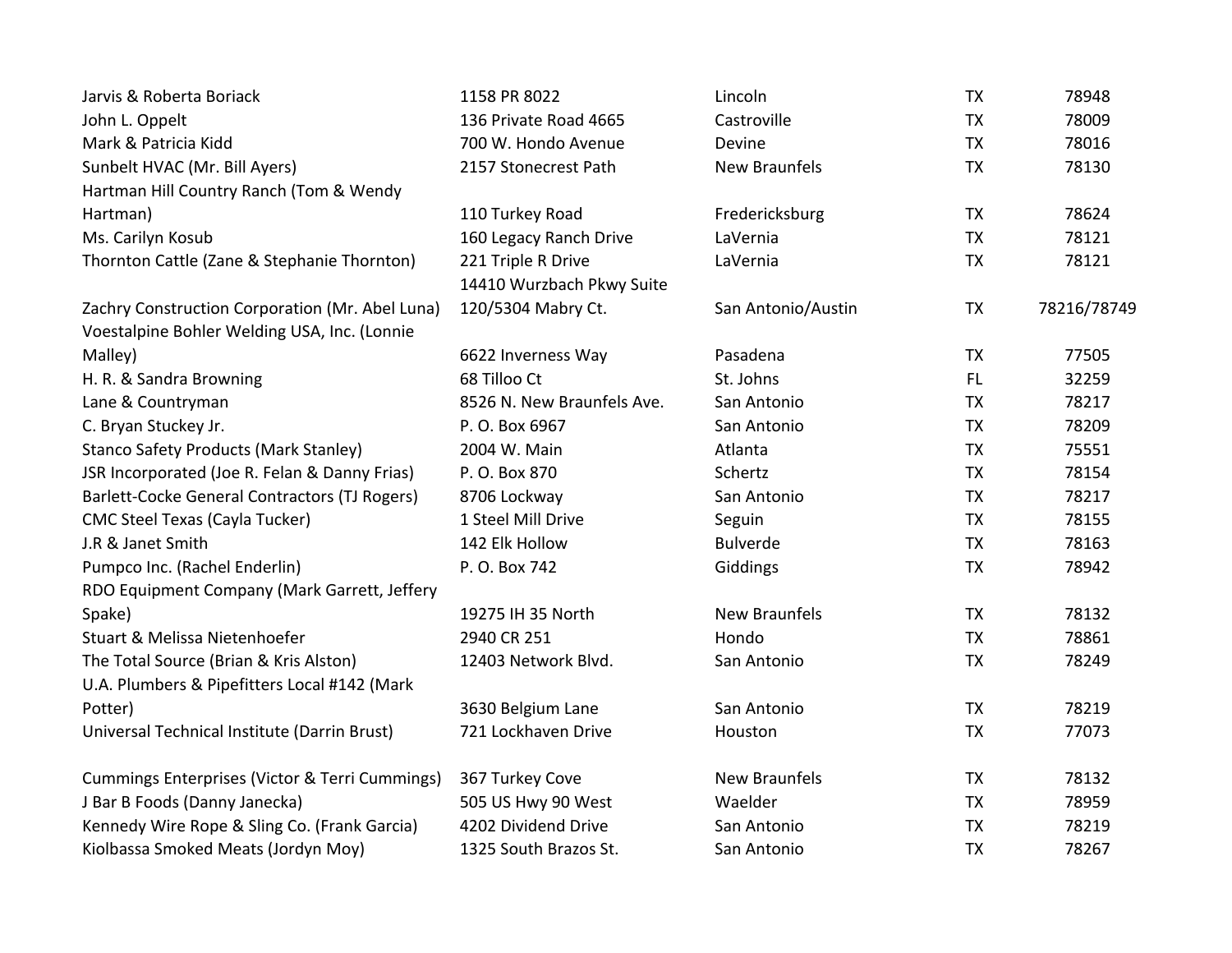| | | | | |
|---|---|---|---|---|
| Jarvis & Roberta Boriack | 1158 PR 8022 | Lincoln | TX | 78948 |
| John L. Oppelt | 136 Private Road 4665 | Castroville | TX | 78009 |
| Mark & Patricia Kidd | 700 W. Hondo Avenue | Devine | TX | 78016 |
| Sunbelt HVAC (Mr. Bill Ayers) | 2157 Stonecrest Path | New Braunfels | TX | 78130 |
| Hartman Hill Country Ranch (Tom & Wendy Hartman) | 110 Turkey Road | Fredericksburg | TX | 78624 |
| Ms. Carilyn Kosub | 160 Legacy Ranch Drive | LaVernia | TX | 78121 |
| Thornton Cattle (Zane & Stephanie Thornton) | 221 Triple R Drive | LaVernia | TX | 78121 |
| Zachry Construction Corporation (Mr. Abel Luna) | 14410 Wurzbach Pkwy Suite 120/5304 Mabry Ct. | San Antonio/Austin | TX | 78216/78749 |
| Voestalpine Bohler Welding USA, Inc. (Lonnie Malley) | 6622 Inverness Way | Pasadena | TX | 77505 |
| H. R. & Sandra Browning | 68 Tilloo Ct | St. Johns | FL | 32259 |
| Lane & Countryman | 8526 N. New Braunfels Ave. | San Antonio | TX | 78217 |
| C. Bryan Stuckey Jr. | P. O. Box 6967 | San Antonio | TX | 78209 |
| Stanco Safety Products (Mark Stanley) | 2004 W. Main | Atlanta | TX | 75551 |
| JSR Incorporated (Joe R. Felan & Danny Frias) | P. O. Box 870 | Schertz | TX | 78154 |
| Barlett-Cocke General Contractors (TJ Rogers) | 8706 Lockway | San Antonio | TX | 78217 |
| CMC Steel Texas (Cayla Tucker) | 1 Steel Mill Drive | Seguin | TX | 78155 |
| J.R & Janet Smith | 142 Elk Hollow | Bulverde | TX | 78163 |
| Pumpco Inc. (Rachel Enderlin) | P. O. Box 742 | Giddings | TX | 78942 |
| RDO Equipment Company (Mark Garrett, Jeffery Spake) | 19275 IH 35 North | New Braunfels | TX | 78132 |
| Stuart & Melissa Nietenhoefer | 2940 CR 251 | Hondo | TX | 78861 |
| The Total Source (Brian & Kris Alston) | 12403 Network Blvd. | San Antonio | TX | 78249 |
| U.A. Plumbers & Pipefitters Local #142 (Mark Potter) | 3630 Belgium Lane | San Antonio | TX | 78219 |
| Universal Technical Institute (Darrin Brust) | 721 Lockhaven Drive | Houston | TX | 77073 |
| Cummings Enterprises (Victor & Terri Cummings) | 367 Turkey Cove | New Braunfels | TX | 78132 |
| J Bar B Foods (Danny Janecka) | 505 US Hwy 90 West | Waelder | TX | 78959 |
| Kennedy Wire Rope & Sling Co. (Frank Garcia) | 4202 Dividend Drive | San Antonio | TX | 78219 |
| Kiolbassa Smoked Meats (Jordyn Moy) | 1325 South Brazos St. | San Antonio | TX | 78267 |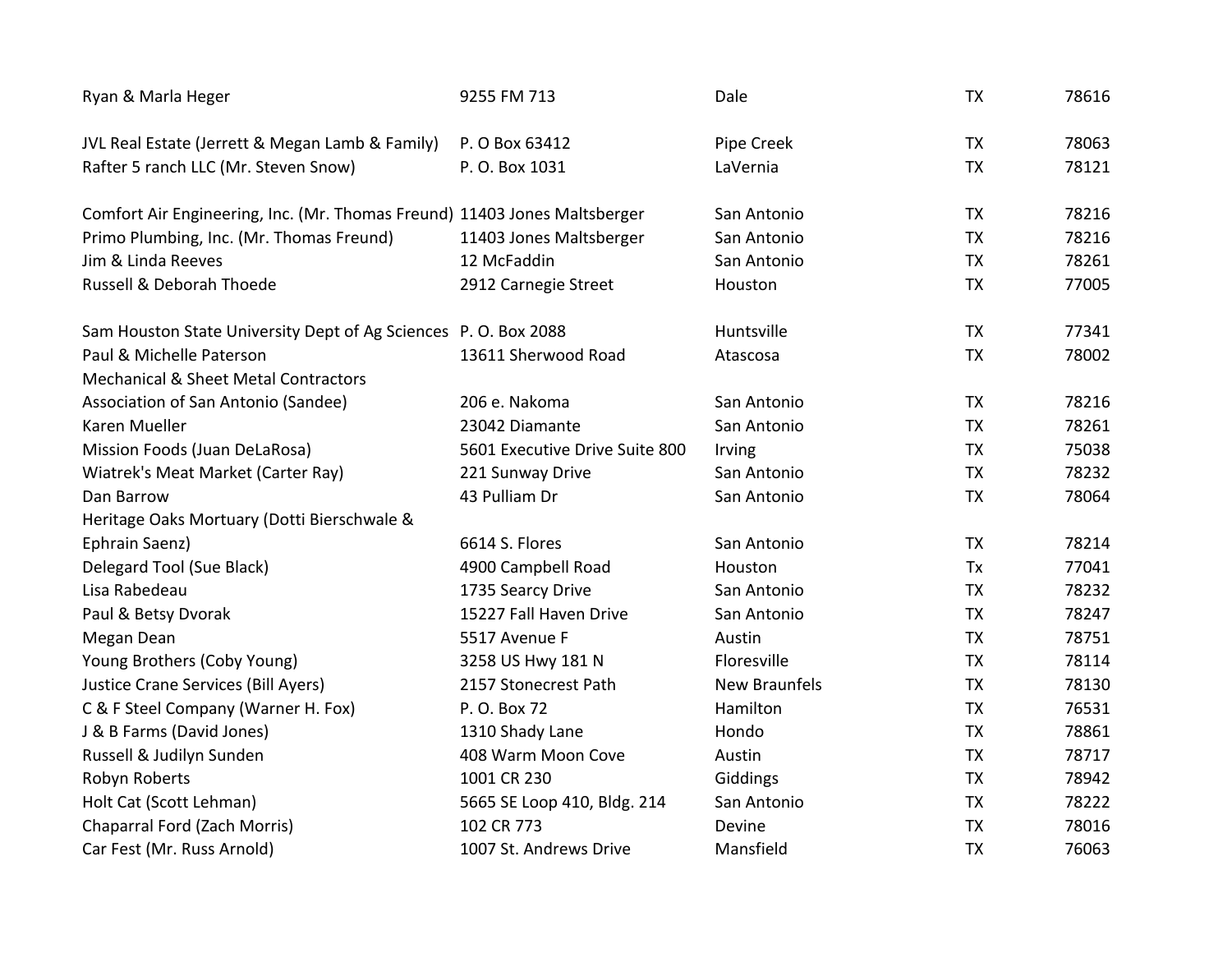| | | | | |
|---|---|---|---|---|
| Ryan & Marla Heger | 9255 FM 713 | Dale | TX | 78616 |
| JVL Real Estate (Jerrett & Megan Lamb & Family) | P. O Box 63412 | Pipe Creek | TX | 78063 |
| Rafter 5 ranch LLC (Mr. Steven Snow) | P. O. Box 1031 | LaVernia | TX | 78121 |
| Comfort Air Engineering, Inc. (Mr. Thomas Freund) | 11403 Jones Maltsberger | San Antonio | TX | 78216 |
| Primo Plumbing, Inc. (Mr. Thomas Freund) | 11403 Jones Maltsberger | San Antonio | TX | 78216 |
| Jim & Linda Reeves | 12 McFaddin | San Antonio | TX | 78261 |
| Russell & Deborah Thoede | 2912 Carnegie Street | Houston | TX | 77005 |
| Sam Houston State University Dept of Ag Sciences | P. O. Box 2088 | Huntsville | TX | 77341 |
| Paul & Michelle Paterson | 13611 Sherwood Road | Atascosa | TX | 78002 |
| Mechanical & Sheet Metal Contractors Association of San Antonio (Sandee) | 206 e. Nakoma | San Antonio | TX | 78216 |
| Karen Mueller | 23042 Diamante | San Antonio | TX | 78261 |
| Mission Foods (Juan DeLaRosa) | 5601 Executive Drive Suite 800 | Irving | TX | 75038 |
| Wiatrek's Meat Market (Carter Ray) | 221 Sunway Drive | San Antonio | TX | 78232 |
| Dan Barrow | 43 Pulliam Dr | San Antonio | TX | 78064 |
| Heritage Oaks Mortuary (Dotti Bierschwale & Ephrain Saenz) | 6614 S. Flores | San Antonio | TX | 78214 |
| Delegard Tool (Sue Black) | 4900 Campbell Road | Houston | Tx | 77041 |
| Lisa Rabedeau | 1735 Searcy Drive | San Antonio | TX | 78232 |
| Paul & Betsy Dvorak | 15227 Fall Haven Drive | San Antonio | TX | 78247 |
| Megan Dean | 5517 Avenue F | Austin | TX | 78751 |
| Young Brothers (Coby Young) | 3258 US Hwy 181 N | Floresville | TX | 78114 |
| Justice Crane Services (Bill Ayers) | 2157 Stonecrest Path | New Braunfels | TX | 78130 |
| C & F Steel Company (Warner H. Fox) | P. O. Box 72 | Hamilton | TX | 76531 |
| J & B Farms (David Jones) | 1310 Shady Lane | Hondo | TX | 78861 |
| Russell & Judilyn Sunden | 408 Warm Moon Cove | Austin | TX | 78717 |
| Robyn Roberts | 1001 CR 230 | Giddings | TX | 78942 |
| Holt Cat (Scott Lehman) | 5665 SE Loop 410, Bldg. 214 | San Antonio | TX | 78222 |
| Chaparral Ford (Zach Morris) | 102 CR 773 | Devine | TX | 78016 |
| Car Fest (Mr. Russ Arnold) | 1007 St. Andrews Drive | Mansfield | TX | 76063 |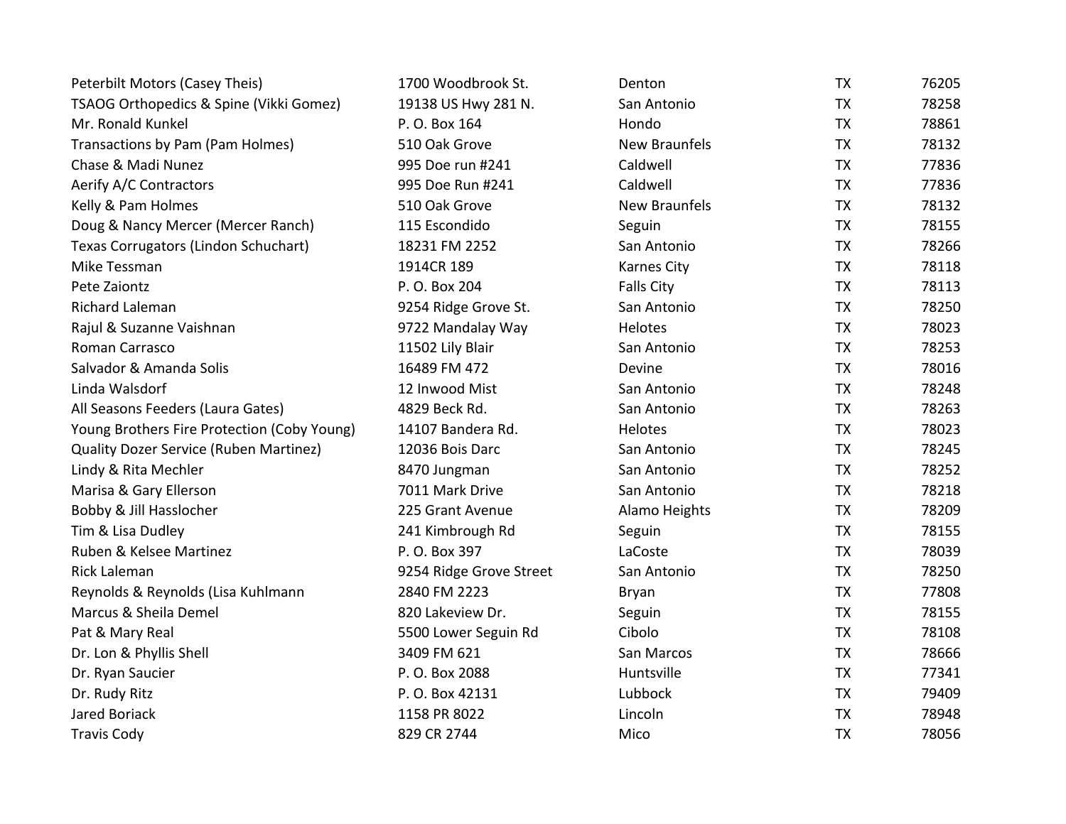| | | | | |
|---|---|---|---|---|
| Peterbilt Motors (Casey Theis) | 1700 Woodbrook St. | Denton | TX | 76205 |
| TSAOG Orthopedics & Spine (Vikki Gomez) | 19138 US Hwy 281 N. | San Antonio | TX | 78258 |
| Mr. Ronald Kunkel | P. O. Box 164 | Hondo | TX | 78861 |
| Transactions by Pam (Pam Holmes) | 510 Oak Grove | New Braunfels | TX | 78132 |
| Chase & Madi Nunez | 995 Doe run #241 | Caldwell | TX | 77836 |
| Aerify A/C Contractors | 995 Doe Run #241 | Caldwell | TX | 77836 |
| Kelly & Pam Holmes | 510 Oak Grove | New Braunfels | TX | 78132 |
| Doug & Nancy Mercer (Mercer Ranch) | 115 Escondido | Seguin | TX | 78155 |
| Texas Corrugators (Lindon Schuchart) | 18231 FM 2252 | San Antonio | TX | 78266 |
| Mike Tessman | 1914CR 189 | Karnes City | TX | 78118 |
| Pete Zaiontz | P. O. Box 204 | Falls City | TX | 78113 |
| Richard Laleman | 9254 Ridge Grove St. | San Antonio | TX | 78250 |
| Rajul & Suzanne Vaishnan | 9722 Mandalay Way | Helotes | TX | 78023 |
| Roman Carrasco | 11502 Lily Blair | San Antonio | TX | 78253 |
| Salvador & Amanda Solis | 16489 FM 472 | Devine | TX | 78016 |
| Linda Walsdorf | 12 Inwood Mist | San Antonio | TX | 78248 |
| All Seasons Feeders (Laura Gates) | 4829 Beck Rd. | San Antonio | TX | 78263 |
| Young Brothers Fire Protection (Coby Young) | 14107 Bandera Rd. | Helotes | TX | 78023 |
| Quality Dozer Service (Ruben Martinez) | 12036 Bois Darc | San Antonio | TX | 78245 |
| Lindy & Rita Mechler | 8470 Jungman | San Antonio | TX | 78252 |
| Marisa & Gary Ellerson | 7011 Mark Drive | San Antonio | TX | 78218 |
| Bobby & Jill Hasslocher | 225 Grant Avenue | Alamo Heights | TX | 78209 |
| Tim & Lisa Dudley | 241 Kimbrough Rd | Seguin | TX | 78155 |
| Ruben & Kelsee Martinez | P. O. Box 397 | LaCoste | TX | 78039 |
| Rick Laleman | 9254 Ridge Grove Street | San Antonio | TX | 78250 |
| Reynolds & Reynolds (Lisa Kuhlmann | 2840 FM 2223 | Bryan | TX | 77808 |
| Marcus & Sheila Demel | 820 Lakeview Dr. | Seguin | TX | 78155 |
| Pat & Mary Real | 5500 Lower Seguin Rd | Cibolo | TX | 78108 |
| Dr. Lon & Phyllis Shell | 3409 FM 621 | San Marcos | TX | 78666 |
| Dr. Ryan Saucier | P. O. Box 2088 | Huntsville | TX | 77341 |
| Dr. Rudy Ritz | P. O. Box 42131 | Lubbock | TX | 79409 |
| Jared Boriack | 1158 PR 8022 | Lincoln | TX | 78948 |
| Travis Cody | 829 CR 2744 | Mico | TX | 78056 |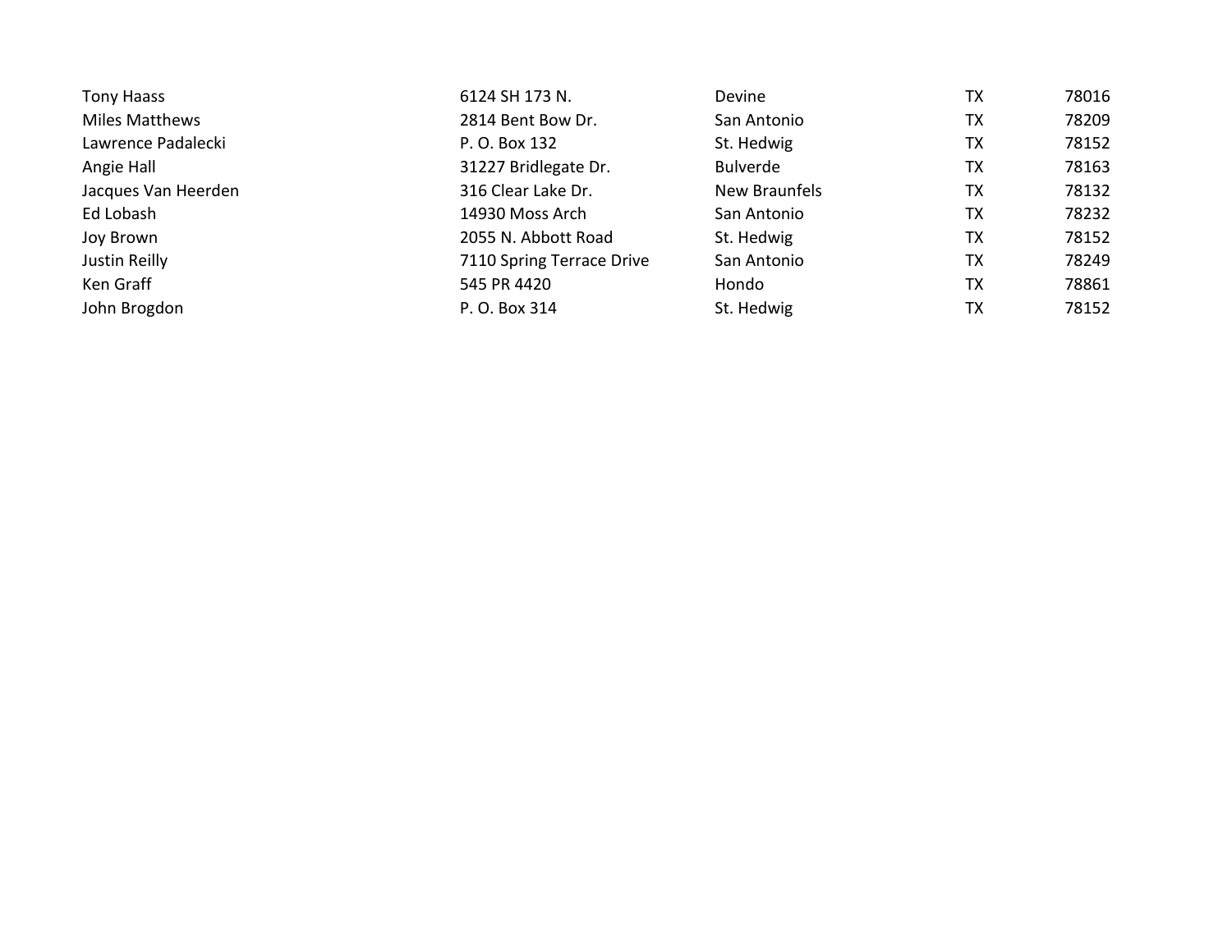| | | | | |
|---|---|---|---|---|
| Tony Haass | 6124 SH 173 N. | Devine | TX | 78016 |
| Miles Matthews | 2814 Bent Bow Dr. | San Antonio | TX | 78209 |
| Lawrence Padalecki | P. O. Box 132 | St. Hedwig | TX | 78152 |
| Angie Hall | 31227 Bridlegate Dr. | Bulverde | TX | 78163 |
| Jacques Van Heerden | 316 Clear Lake Dr. | New Braunfels | TX | 78132 |
| Ed Lobash | 14930 Moss Arch | San Antonio | TX | 78232 |
| Joy Brown | 2055 N. Abbott Road | St. Hedwig | TX | 78152 |
| Justin Reilly | 7110 Spring Terrace Drive | San Antonio | TX | 78249 |
| Ken Graff | 545 PR 4420 | Hondo | TX | 78861 |
| John Brogdon | P. O. Box 314 | St. Hedwig | TX | 78152 |